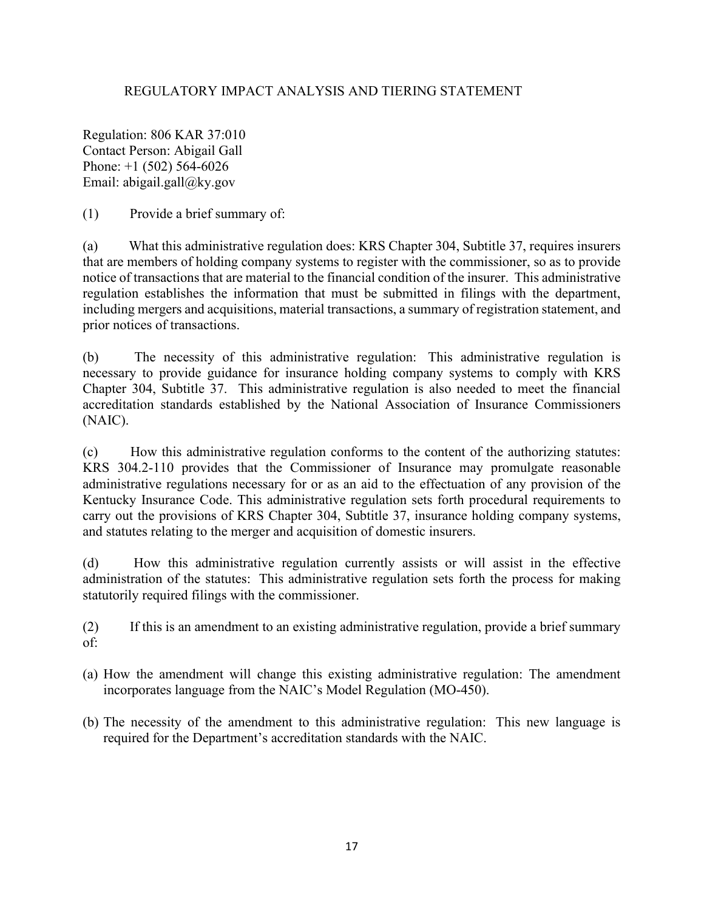# REGULATORY IMPACT ANALYSIS AND TIERING STATEMENT

Regulation: 806 KAR 37:010
Contact Person: Abigail Gall
Phone: +1 (502) 564-6026
Email: abigail.gall@ky.gov

(1) Provide a brief summary of:

(a) What this administrative regulation does: KRS Chapter 304, Subtitle 37, requires insurers that are members of holding company systems to register with the commissioner, so as to provide notice of transactions that are material to the financial condition of the insurer. This administrative regulation establishes the information that must be submitted in filings with the department, including mergers and acquisitions, material transactions, a summary of registration statement, and prior notices of transactions.

(b) The necessity of this administrative regulation: This administrative regulation is necessary to provide guidance for insurance holding company systems to comply with KRS Chapter 304, Subtitle 37. This administrative regulation is also needed to meet the financial accreditation standards established by the National Association of Insurance Commissioners (NAIC).

(c) How this administrative regulation conforms to the content of the authorizing statutes: KRS 304.2-110 provides that the Commissioner of Insurance may promulgate reasonable administrative regulations necessary for or as an aid to the effectuation of any provision of the Kentucky Insurance Code. This administrative regulation sets forth procedural requirements to carry out the provisions of KRS Chapter 304, Subtitle 37, insurance holding company systems, and statutes relating to the merger and acquisition of domestic insurers.

(d) How this administrative regulation currently assists or will assist in the effective administration of the statutes: This administrative regulation sets forth the process for making statutorily required filings with the commissioner.

(2) If this is an amendment to an existing administrative regulation, provide a brief summary of:

(a) How the amendment will change this existing administrative regulation: The amendment incorporates language from the NAIC's Model Regulation (MO-450).

(b) The necessity of the amendment to this administrative regulation: This new language is required for the Department's accreditation standards with the NAIC.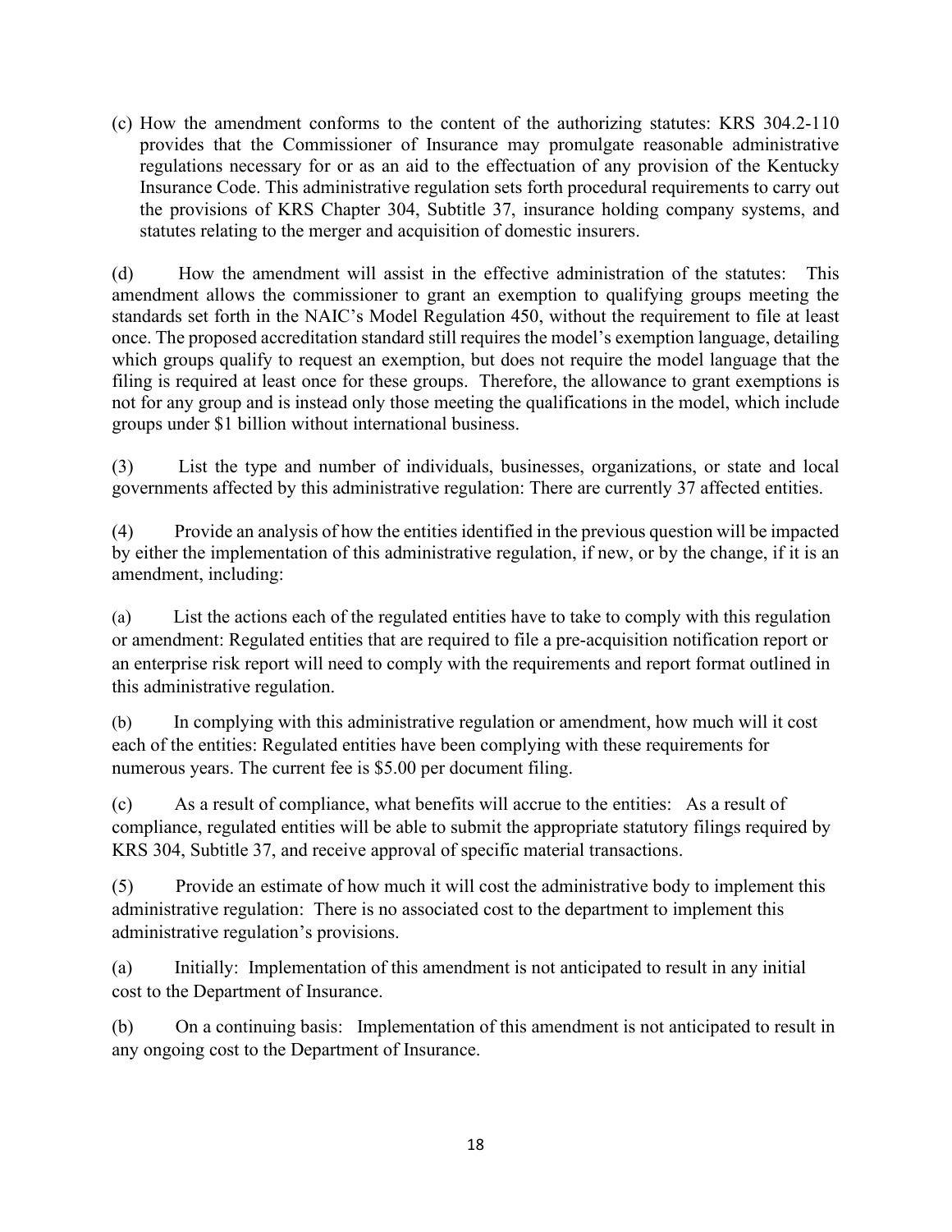(c) How the amendment conforms to the content of the authorizing statutes: KRS 304.2-110 provides that the Commissioner of Insurance may promulgate reasonable administrative regulations necessary for or as an aid to the effectuation of any provision of the Kentucky Insurance Code. This administrative regulation sets forth procedural requirements to carry out the provisions of KRS Chapter 304, Subtitle 37, insurance holding company systems, and statutes relating to the merger and acquisition of domestic insurers.

(d) How the amendment will assist in the effective administration of the statutes: This amendment allows the commissioner to grant an exemption to qualifying groups meeting the standards set forth in the NAIC's Model Regulation 450, without the requirement to file at least once. The proposed accreditation standard still requires the model's exemption language, detailing which groups qualify to request an exemption, but does not require the model language that the filing is required at least once for these groups. Therefore, the allowance to grant exemptions is not for any group and is instead only those meeting the qualifications in the model, which include groups under $1 billion without international business.

(3) List the type and number of individuals, businesses, organizations, or state and local governments affected by this administrative regulation: There are currently 37 affected entities.

(4) Provide an analysis of how the entities identified in the previous question will be impacted by either the implementation of this administrative regulation, if new, or by the change, if it is an amendment, including:

(a) List the actions each of the regulated entities have to take to comply with this regulation or amendment: Regulated entities that are required to file a pre-acquisition notification report or an enterprise risk report will need to comply with the requirements and report format outlined in this administrative regulation.

(b) In complying with this administrative regulation or amendment, how much will it cost each of the entities: Regulated entities have been complying with these requirements for numerous years. The current fee is $5.00 per document filing.

(c) As a result of compliance, what benefits will accrue to the entities: As a result of compliance, regulated entities will be able to submit the appropriate statutory filings required by KRS 304, Subtitle 37, and receive approval of specific material transactions.

(5) Provide an estimate of how much it will cost the administrative body to implement this administrative regulation: There is no associated cost to the department to implement this administrative regulation's provisions.

(a) Initially: Implementation of this amendment is not anticipated to result in any initial cost to the Department of Insurance.

(b) On a continuing basis: Implementation of this amendment is not anticipated to result in any ongoing cost to the Department of Insurance.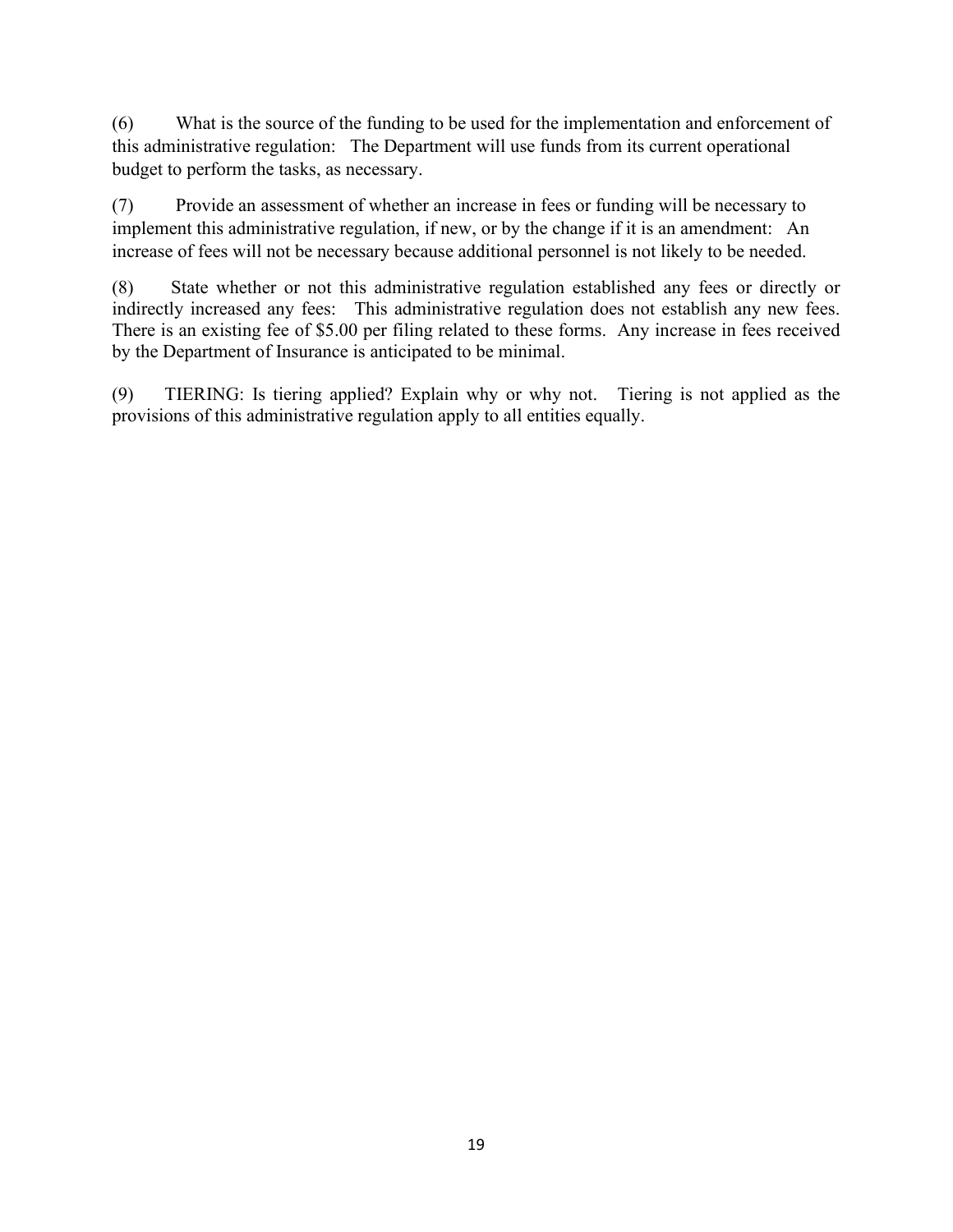(6) What is the source of the funding to be used for the implementation and enforcement of this administrative regulation: The Department will use funds from its current operational budget to perform the tasks, as necessary.

(7) Provide an assessment of whether an increase in fees or funding will be necessary to implement this administrative regulation, if new, or by the change if it is an amendment: An increase of fees will not be necessary because additional personnel is not likely to be needed.

(8) State whether or not this administrative regulation established any fees or directly or indirectly increased any fees: This administrative regulation does not establish any new fees. There is an existing fee of $5.00 per filing related to these forms. Any increase in fees received by the Department of Insurance is anticipated to be minimal.

(9) TIERING: Is tiering applied? Explain why or why not. Tiering is not applied as the provisions of this administrative regulation apply to all entities equally.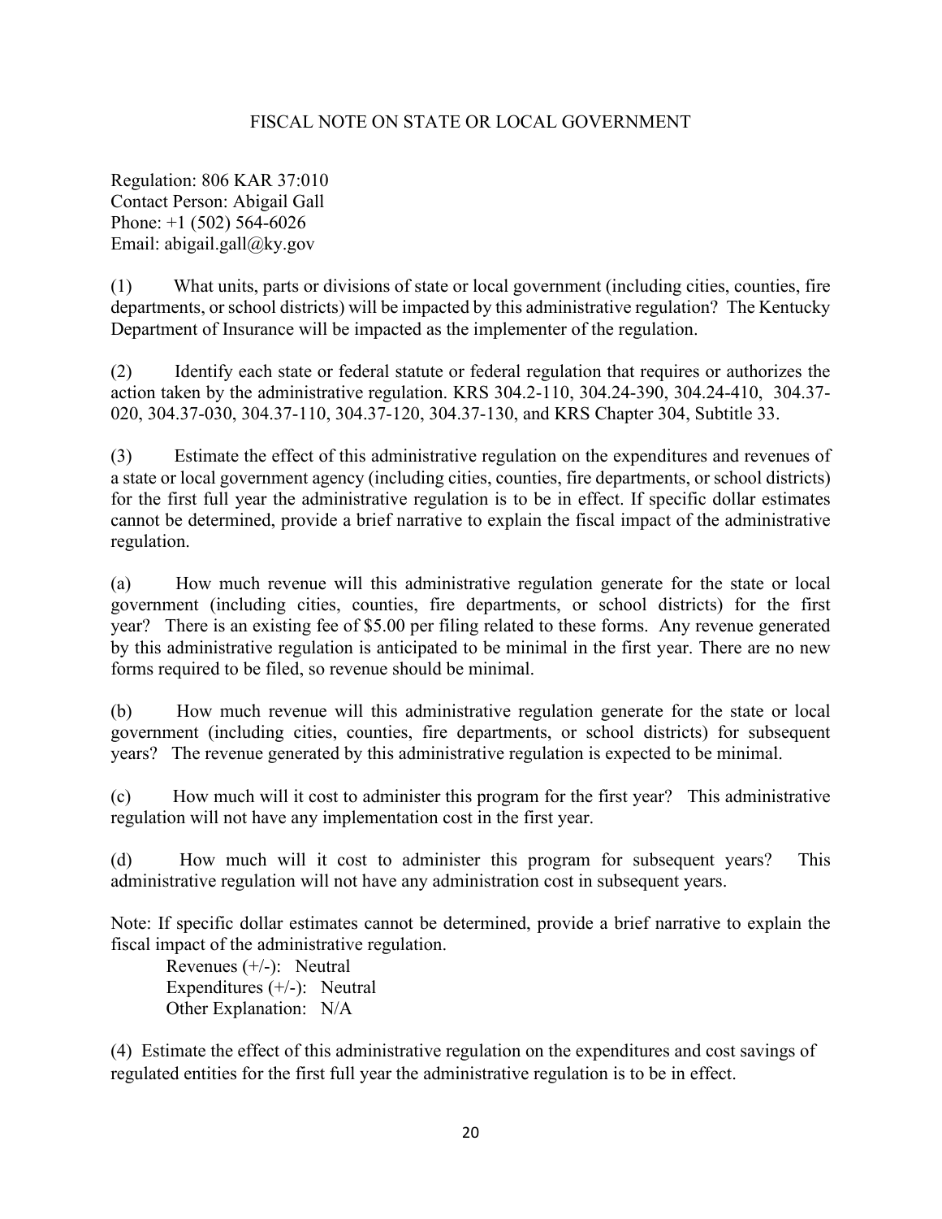# FISCAL NOTE ON STATE OR LOCAL GOVERNMENT

Regulation: 806 KAR 37:010
Contact Person: Abigail Gall
Phone: +1 (502) 564-6026
Email: abigail.gall@ky.gov

(1) What units, parts or divisions of state or local government (including cities, counties, fire departments, or school districts) will be impacted by this administrative regulation? The Kentucky Department of Insurance will be impacted as the implementer of the regulation.

(2) Identify each state or federal statute or federal regulation that requires or authorizes the action taken by the administrative regulation. KRS 304.2-110, 304.24-390, 304.24-410, 304.37-020, 304.37-030, 304.37-110, 304.37-120, 304.37-130, and KRS Chapter 304, Subtitle 33.

(3) Estimate the effect of this administrative regulation on the expenditures and revenues of a state or local government agency (including cities, counties, fire departments, or school districts) for the first full year the administrative regulation is to be in effect. If specific dollar estimates cannot be determined, provide a brief narrative to explain the fiscal impact of the administrative regulation.

(a) How much revenue will this administrative regulation generate for the state or local government (including cities, counties, fire departments, or school districts) for the first year? There is an existing fee of $5.00 per filing related to these forms. Any revenue generated by this administrative regulation is anticipated to be minimal in the first year. There are no new forms required to be filed, so revenue should be minimal.

(b) How much revenue will this administrative regulation generate for the state or local government (including cities, counties, fire departments, or school districts) for subsequent years? The revenue generated by this administrative regulation is expected to be minimal.

(c) How much will it cost to administer this program for the first year? This administrative regulation will not have any implementation cost in the first year.

(d) How much will it cost to administer this program for subsequent years? This administrative regulation will not have any administration cost in subsequent years.

Note: If specific dollar estimates cannot be determined, provide a brief narrative to explain the fiscal impact of the administrative regulation.

Revenues (+/-): Neutral
Expenditures (+/-): Neutral
Other Explanation: N/A

(4) Estimate the effect of this administrative regulation on the expenditures and cost savings of regulated entities for the first full year the administrative regulation is to be in effect.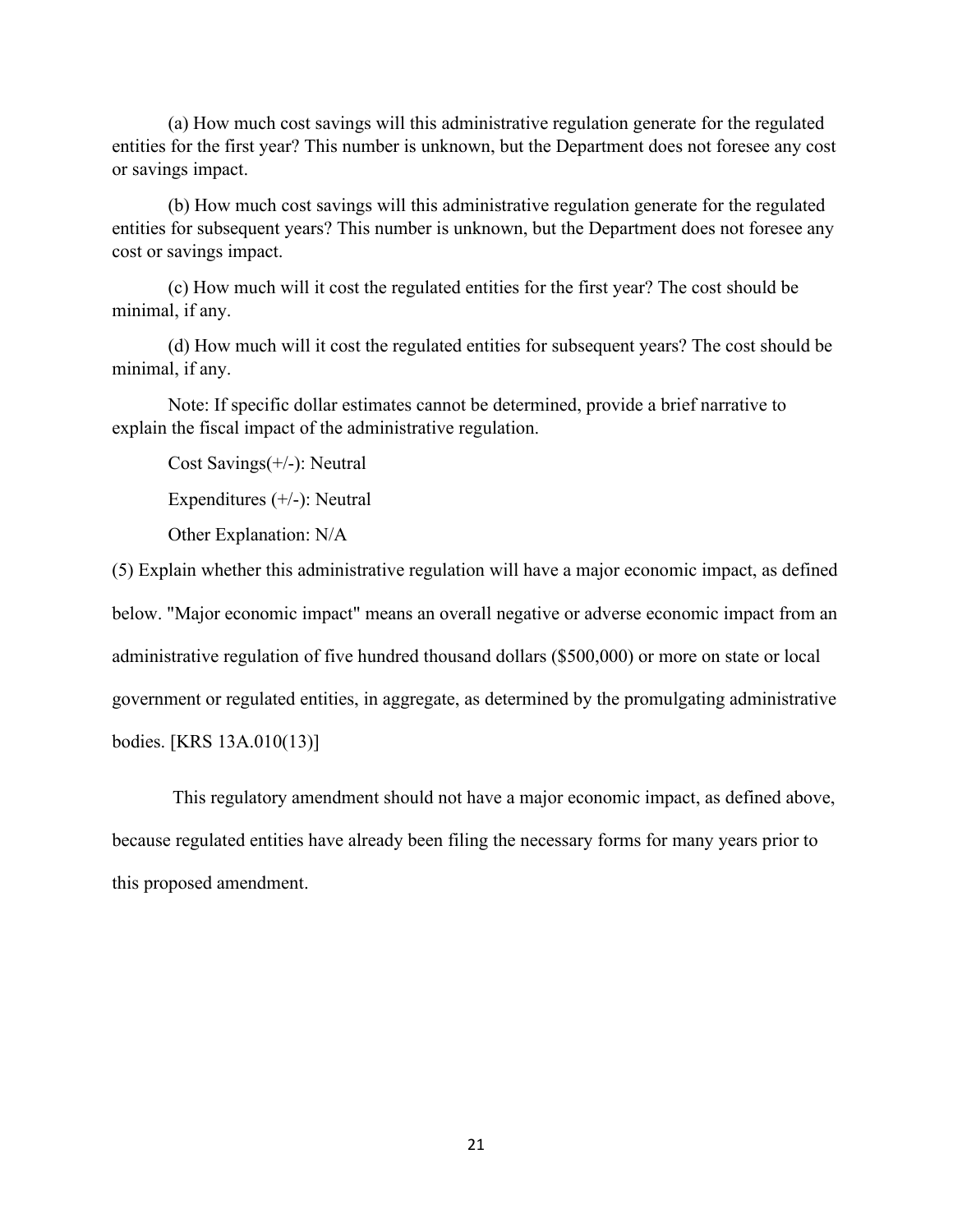(a) How much cost savings will this administrative regulation generate for the regulated entities for the first year? This number is unknown, but the Department does not foresee any cost or savings impact.

(b) How much cost savings will this administrative regulation generate for the regulated entities for subsequent years? This number is unknown, but the Department does not foresee any cost or savings impact.

(c) How much will it cost the regulated entities for the first year? The cost should be minimal, if any.

(d) How much will it cost the regulated entities for subsequent years? The cost should be minimal, if any.

Note: If specific dollar estimates cannot be determined, provide a brief narrative to explain the fiscal impact of the administrative regulation.

Cost Savings(+/-): Neutral

Expenditures (+/-): Neutral

Other Explanation: N/A

(5) Explain whether this administrative regulation will have a major economic impact, as defined below. "Major economic impact" means an overall negative or adverse economic impact from an administrative regulation of five hundred thousand dollars ($500,000) or more on state or local government or regulated entities, in aggregate, as determined by the promulgating administrative bodies. [KRS 13A.010(13)]

This regulatory amendment should not have a major economic impact, as defined above, because regulated entities have already been filing the necessary forms for many years prior to this proposed amendment.